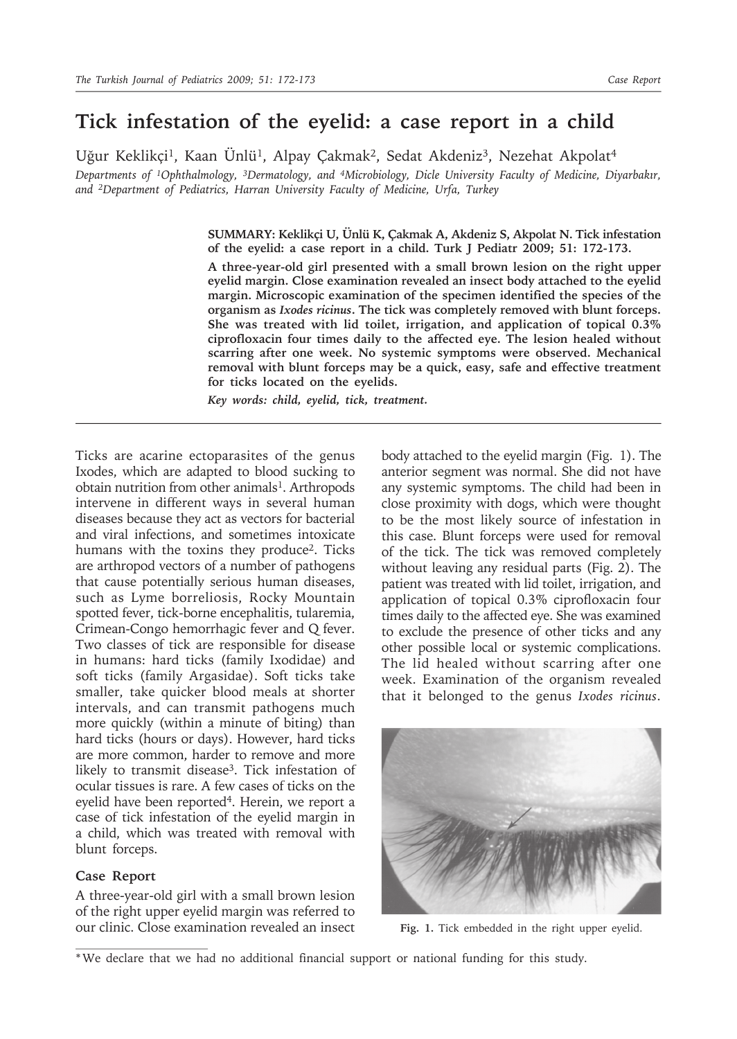# Tick infestation of the eyelid: a case report in a child

Uğur Keklikçi[1], Kaan Ünlü[1], Alpay Çakmak[2], Sedat Akdeniz[3], Nezehat Akpolat[4]

*Departments of [1]Ophthalmology, [3]Dermatology, and [4]Microbiology, Dicle University Faculty of Medicine, Diyarbakır, and [2]Department of Pediatrics, Harran University Faculty of Medicine, Urfa, Turkey*

**SUMMARY: Keklikçi U, Ünlü K, Çakmak A, Akdeniz S, Akpolat N. Tick infestation of the eyelid: a case report in a child. Turk J Pediatr 2009; 51: 172-173.**

**A three-year-old girl presented with a small brown lesion on the right upper eyelid margin. Close examination revealed an insect body attached to the eyelid margin. Microscopic examination of the specimen identified the species of the organism as *Ixodes ricinus*. The tick was completely removed with blunt forceps. She was treated with lid toilet, irrigation, and application of topical 0.3% ciprofloxacin four times daily to the affected eye. The lesion healed without scarring after one week. No systemic symptoms were observed. Mechanical removal with blunt forceps may be a quick, easy, safe and effective treatment for ticks located on the eyelids.**

*Key words: child, eyelid, tick, treatment.*

Ticks are acarine ectoparasites of the genus Ixodes, which are adapted to blood sucking to obtain nutrition from other animals[1]. Arthropods intervene in different ways in several human diseases because they act as vectors for bacterial and viral infections, and sometimes intoxicate humans with the toxins they produce[2]. Ticks are arthropod vectors of a number of pathogens that cause potentially serious human diseases, such as Lyme borreliosis, Rocky Mountain spotted fever, tick-borne encephalitis, tularemia, Crimean-Congo hemorrhagic fever and Q fever. Two classes of tick are responsible for disease in humans: hard ticks (family Ixodidae) and soft ticks (family Argasidae). Soft ticks take smaller, take quicker blood meals at shorter intervals, and can transmit pathogens much more quickly (within a minute of biting) than hard ticks (hours or days). However, hard ticks are more common, harder to remove and more likely to transmit disease[3]. Tick infestation of ocular tissues is rare. A few cases of ticks on the eyelid have been reported[4]. Herein, we report a case of tick infestation of the eyelid margin in a child, which was treated with removal with blunt forceps.

## Case Report

A three-year-old girl with a small brown lesion of the right upper eyelid margin was referred to our clinic. Close examination revealed an insect body attached to the eyelid margin (Fig. 1). The anterior segment was normal. She did not have any systemic symptoms. The child had been in close proximity with dogs, which were thought to be the most likely source of infestation in this case. Blunt forceps were used for removal of the tick. The tick was removed completely without leaving any residual parts (Fig. 2). The patient was treated with lid toilet, irrigation, and application of topical 0.3% ciprofloxacin four times daily to the affected eye. She was examined to exclude the presence of other ticks and any other possible local or systemic complications. The lid healed without scarring after one week. Examination of the organism revealed that it belonged to the genus *Ixodes ricinus*.

**Fig. 1.** Tick embedded in the right upper eyelid.

*We declare that we had no additional financial support or national funding for this study.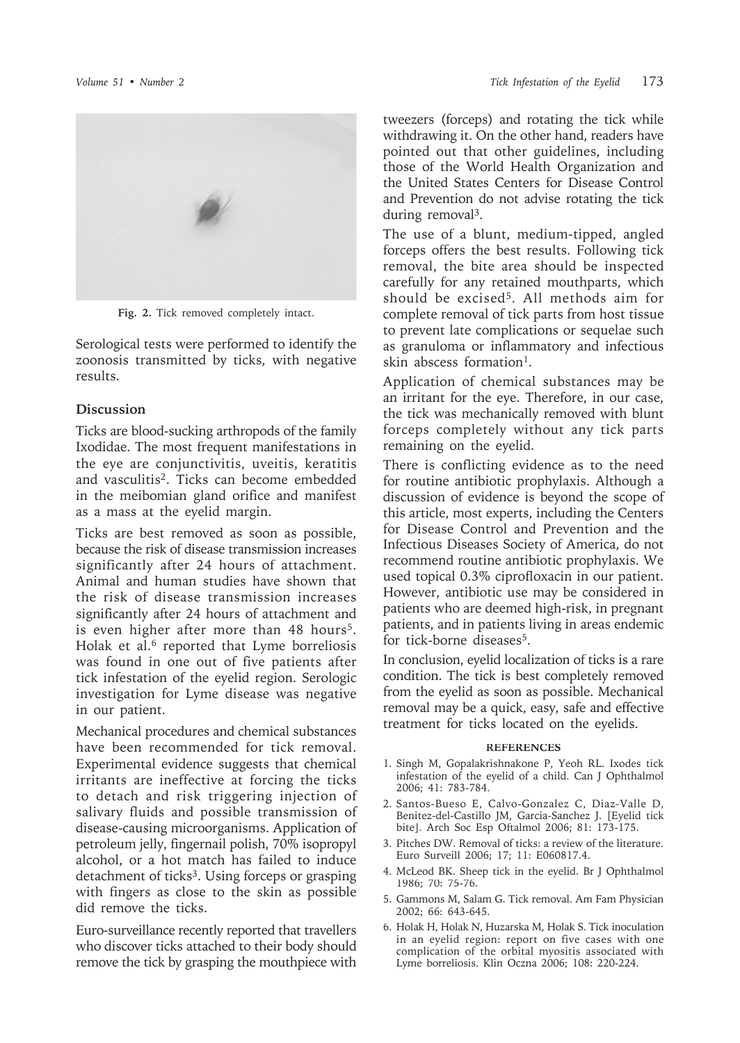Fig. 2. Tick removed completely intact.

Serological tests were performed to identify the zoonosis transmitted by ticks, with negative results.

## Discussion

Ticks are blood-sucking arthropods of the family Ixodidae. The most frequent manifestations in the eye are conjunctivitis, uveitis, keratitis and vasculitis[2]. Ticks can become embedded in the meibomian gland orifice and manifest as a mass at the eyelid margin.

Ticks are best removed as soon as possible, because the risk of disease transmission increases significantly after 24 hours of attachment. Animal and human studies have shown that the risk of disease transmission increases significantly after 24 hours of attachment and is even higher after more than 48 hours[5]. Holak et al.[6] reported that Lyme borreliosis was found in one out of five patients after tick infestation of the eyelid region. Serologic investigation for Lyme disease was negative in our patient.

Mechanical procedures and chemical substances have been recommended for tick removal. Experimental evidence suggests that chemical irritants are ineffective at forcing the ticks to detach and risk triggering injection of salivary fluids and possible transmission of disease-causing microorganisms. Application of petroleum jelly, fingernail polish, 70% isopropyl alcohol, or a hot match has failed to induce detachment of ticks[3]. Using forceps or grasping with fingers as close to the skin as possible did remove the ticks.

Euro-surveillance recently reported that travellers who discover ticks attached to their body should remove the tick by grasping the mouthpiece with tweezers (forceps) and rotating the tick while withdrawing it. On the other hand, readers have pointed out that other guidelines, including those of the World Health Organization and the United States Centers for Disease Control and Prevention do not advise rotating the tick during removal[3].

The use of a blunt, medium-tipped, angled forceps offers the best results. Following tick removal, the bite area should be inspected carefully for any retained mouthparts, which should be excised[5]. All methods aim for complete removal of tick parts from host tissue to prevent late complications or sequelae such as granuloma or inflammatory and infectious skin abscess formation[1].

Application of chemical substances may be an irritant for the eye. Therefore, in our case, the tick was mechanically removed with blunt forceps completely without any tick parts remaining on the eyelid.

There is conflicting evidence as to the need for routine antibiotic prophylaxis. Although a discussion of evidence is beyond the scope of this article, most experts, including the Centers for Disease Control and Prevention and the Infectious Diseases Society of America, do not recommend routine antibiotic prophylaxis. We used topical 0.3% ciprofloxacin in our patient. However, antibiotic use may be considered in patients who are deemed high-risk, in pregnant patients, and in patients living in areas endemic for tick-borne diseases[5].

In conclusion, eyelid localization of ticks is a rare condition. The tick is best completely removed from the eyelid as soon as possible. Mechanical removal may be a quick, easy, safe and effective treatment for ticks located on the eyelids.

## REFERENCES

1. Singh M, Gopalakrishnakone P, Yeoh RL. Ixodes tick infestation of the eyelid of a child. Can J Ophthalmol 2006; 41: 783-784.
2. Santos-Bueso E, Calvo-Gonzalez C, Diaz-Valle D, Benitez-del-Castillo JM, Garcia-Sanchez J. [Eyelid tick bite]. Arch Soc Esp Oftalmol 2006; 81: 173-175.
3. Pitches DW. Removal of ticks: a review of the literature. Euro Surveill 2006; 17; 11: E060817.4.
4. McLeod BK. Sheep tick in the eyelid. Br J Ophthalmol 1986; 70: 75-76.
5. Gammons M, Salam G. Tick removal. Am Fam Physician 2002; 66: 643-645.
6. Holak H, Holak N, Huzarska M, Holak S. Tick inoculation in an eyelid region: report on five cases with one complication of the orbital myositis associated with Lyme borreliosis. Klin Oczna 2006; 108: 220-224.